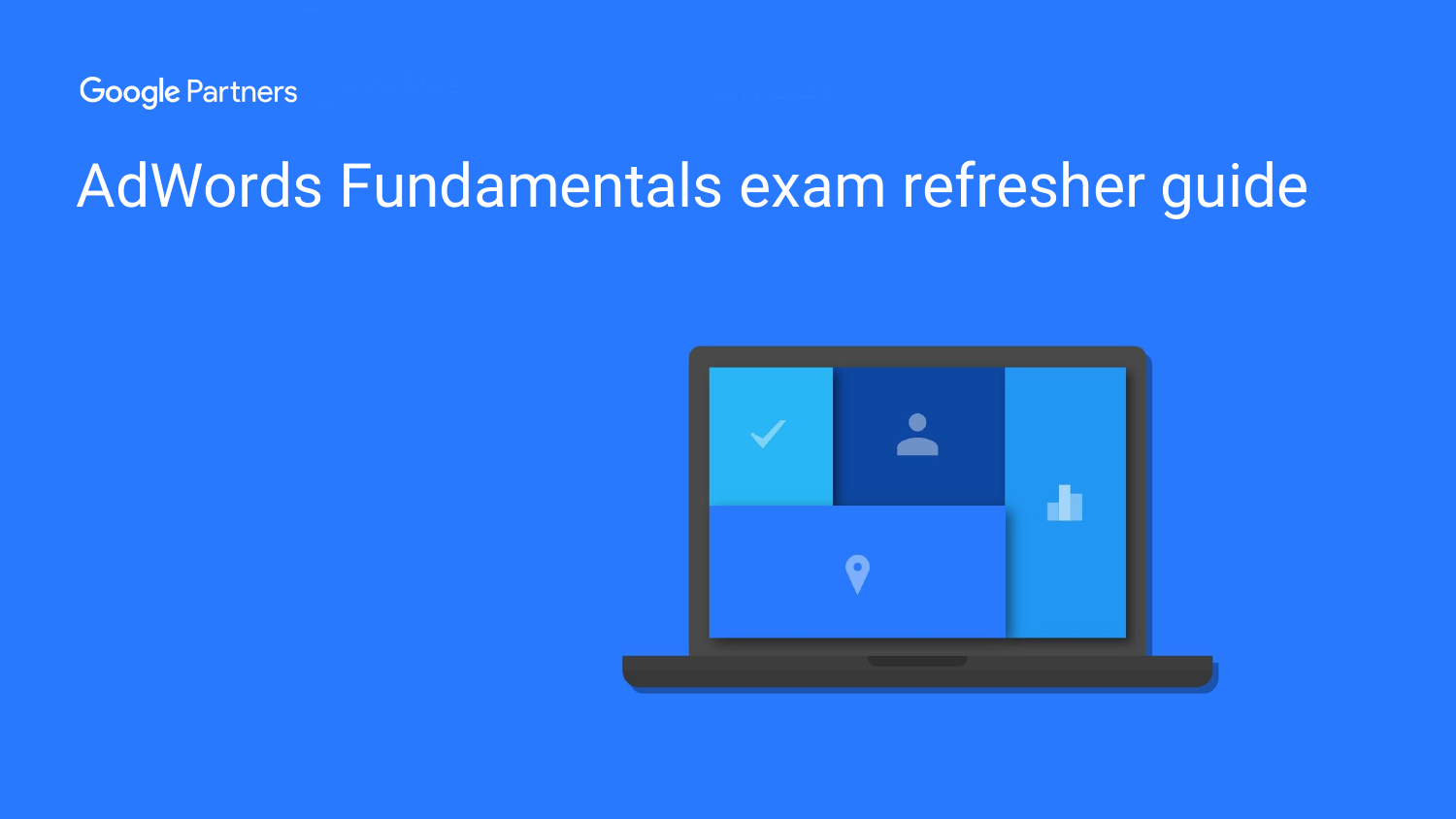Google Partners

# AdWords Fundamentals exam refresher guide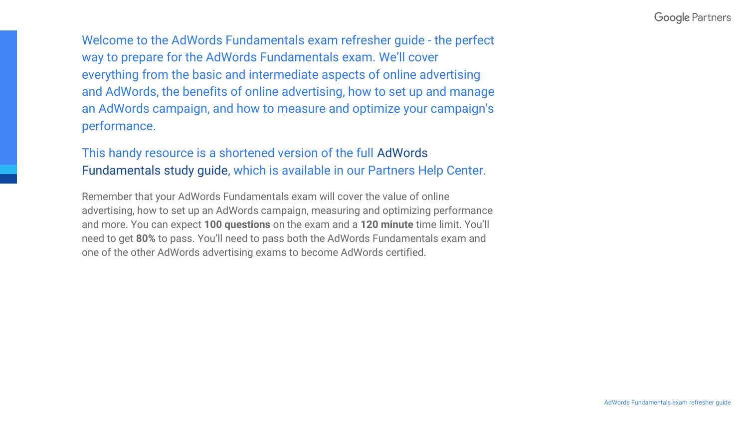Welcome to the AdWords Fundamentals exam refresher guide - the perfect way to prepare for the AdWords Fundamentals exam. We'll cover everything from the basic and intermediate aspects of online advertising and AdWords, the benefits of online advertising, how to set up and manage an AdWords campaign, and how to measure and optimize your campaign's performance.

This handy resource is a shortened version of the full AdWords Fundamentals study guide, which is available in our Partners Help Center.

Remember that your AdWords Fundamentals exam will cover the value of online advertising, how to set up an AdWords campaign, measuring and optimizing performance and more. You can expect **100 questions** on the exam and a **120 minute** time limit. You'll need to get **80%** to pass. You'll need to pass both the AdWords Fundamentals exam and one of the other AdWords advertising exams to become AdWords certified.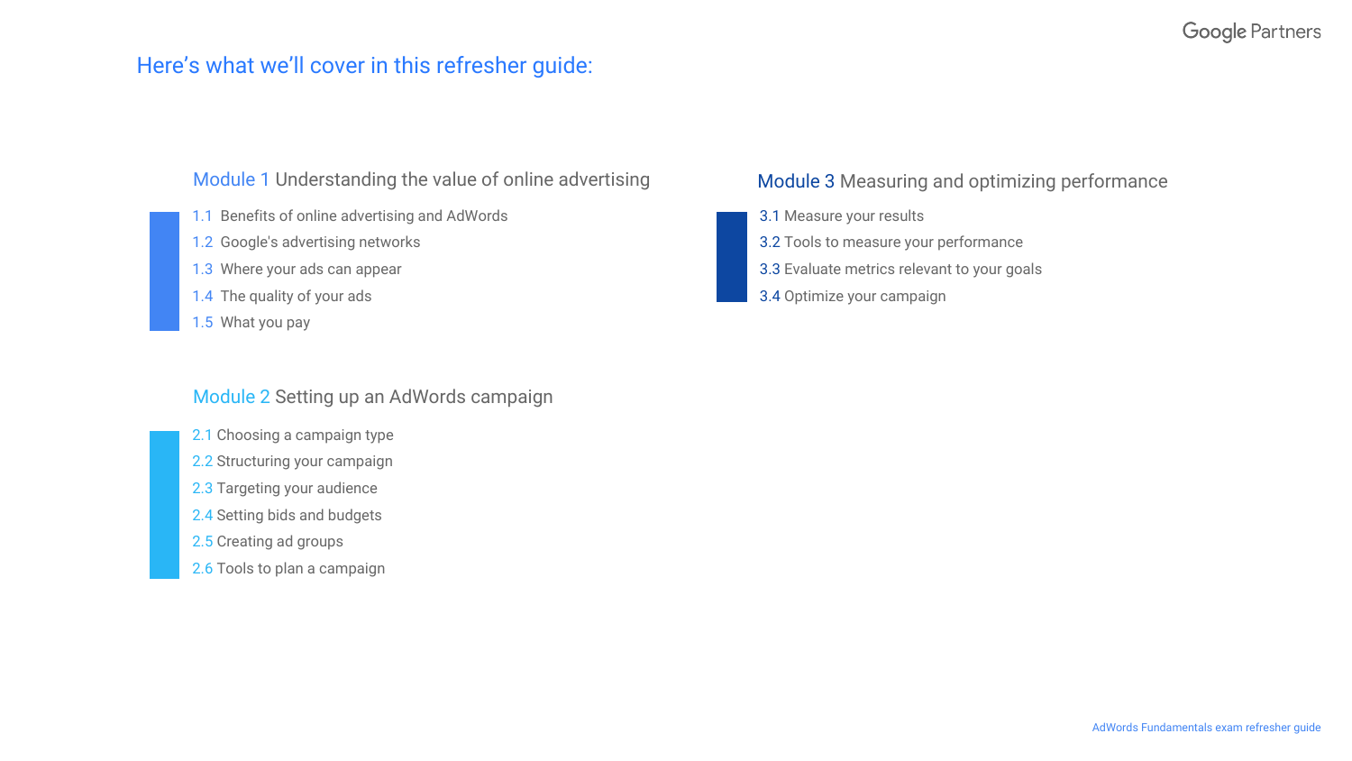# Here's what we'll cover in this refresher guide:

## Module 1 Understanding the value of online advertising

1.1 Benefits of online advertising and AdWords
1.2 Google's advertising networks
1.3 Where your ads can appear
1.4 The quality of your ads
1.5 What you pay

## Module 2 Setting up an AdWords campaign

2.1 Choosing a campaign type
2.2 Structuring your campaign
2.3 Targeting your audience
2.4 Setting bids and budgets
2.5 Creating ad groups
2.6 Tools to plan a campaign

## Module 3 Measuring and optimizing performance

3.1 Measure your results
3.2 Tools to measure your performance
3.3 Evaluate metrics relevant to your goals
3.4 Optimize your campaign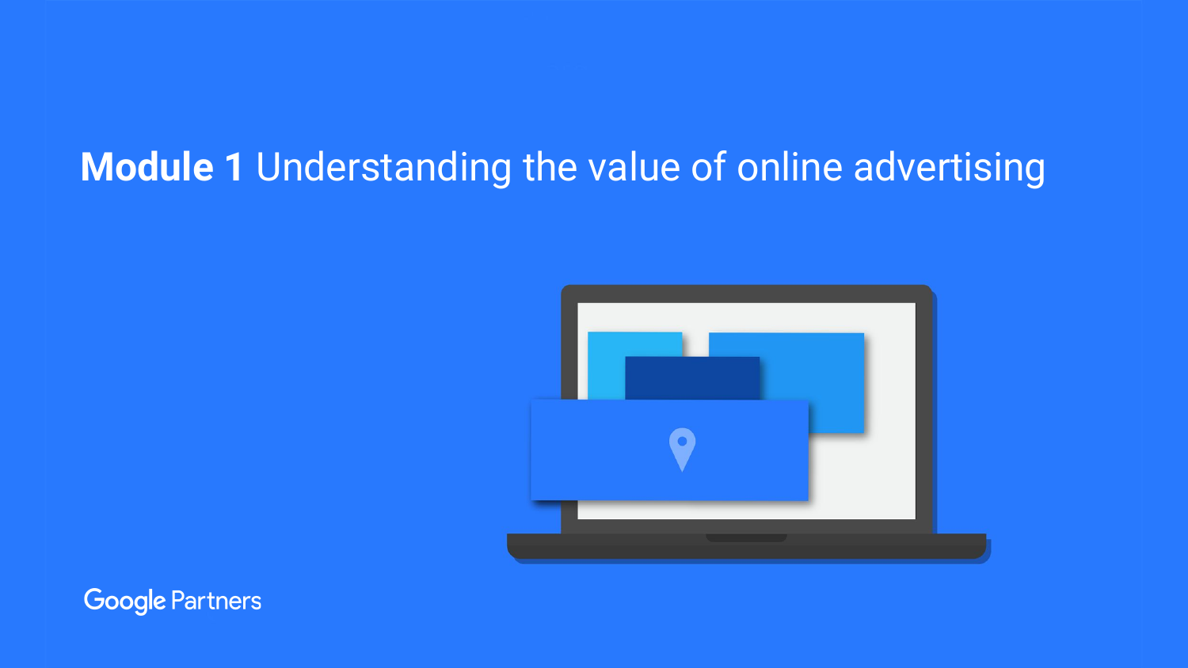# **Module 1** Understanding the value of online advertising

Google Partners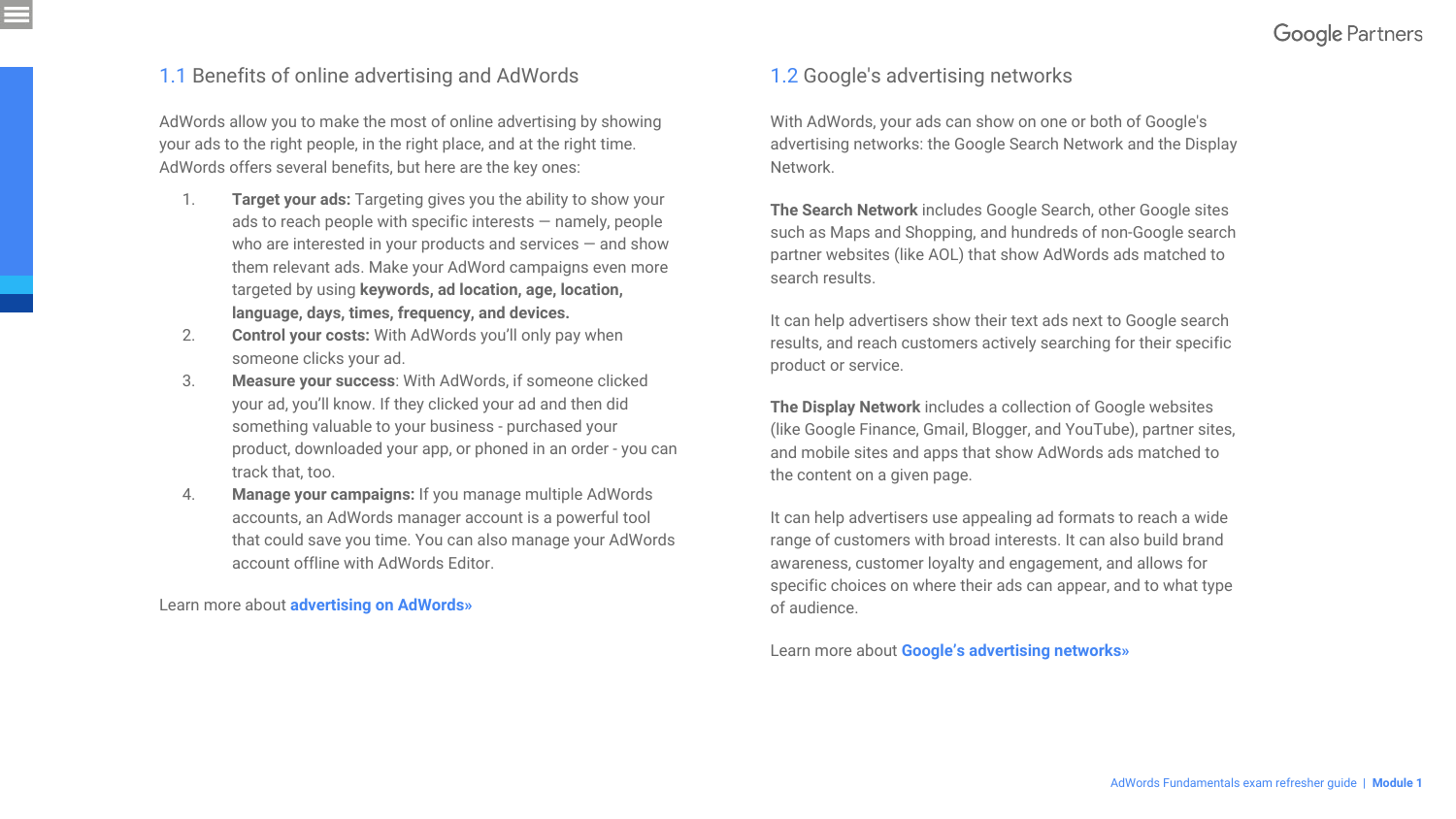## 1.1 Benefits of online advertising and AdWords

AdWords allow you to make the most of online advertising by showing your ads to the right people, in the right place, and at the right time. AdWords offers several benefits, but here are the key ones:

1. **Target your ads:** Targeting gives you the ability to show your ads to reach people with specific interests — namely, people who are interested in your products and services — and show them relevant ads. Make your AdWord campaigns even more targeted by using **keywords, ad location, age, location, language, days, times, frequency, and devices.**
2. **Control your costs:** With AdWords you'll only pay when someone clicks your ad.
3. **Measure your success**: With AdWords, if someone clicked your ad, you'll know. If they clicked your ad and then did something valuable to your business - purchased your product, downloaded your app, or phoned in an order - you can track that, too.
4. **Manage your campaigns:** If you manage multiple AdWords accounts, an AdWords manager account is a powerful tool that could save you time. You can also manage your AdWords account offline with AdWords Editor.

Learn more about **advertising on AdWords»**

## 1.2 Google's advertising networks

With AdWords, your ads can show on one or both of Google's advertising networks: the Google Search Network and the Display Network.

**The Search Network** includes Google Search, other Google sites such as Maps and Shopping, and hundreds of non-Google search partner websites (like AOL) that show AdWords ads matched to search results.

It can help advertisers show their text ads next to Google search results, and reach customers actively searching for their specific product or service.

**The Display Network** includes a collection of Google websites (like Google Finance, Gmail, Blogger, and YouTube), partner sites, and mobile sites and apps that show AdWords ads matched to the content on a given page.

It can help advertisers use appealing ad formats to reach a wide range of customers with broad interests. It can also build brand awareness, customer loyalty and engagement, and allows for specific choices on where their ads can appear, and to what type of audience.

Learn more about **Google's advertising networks»**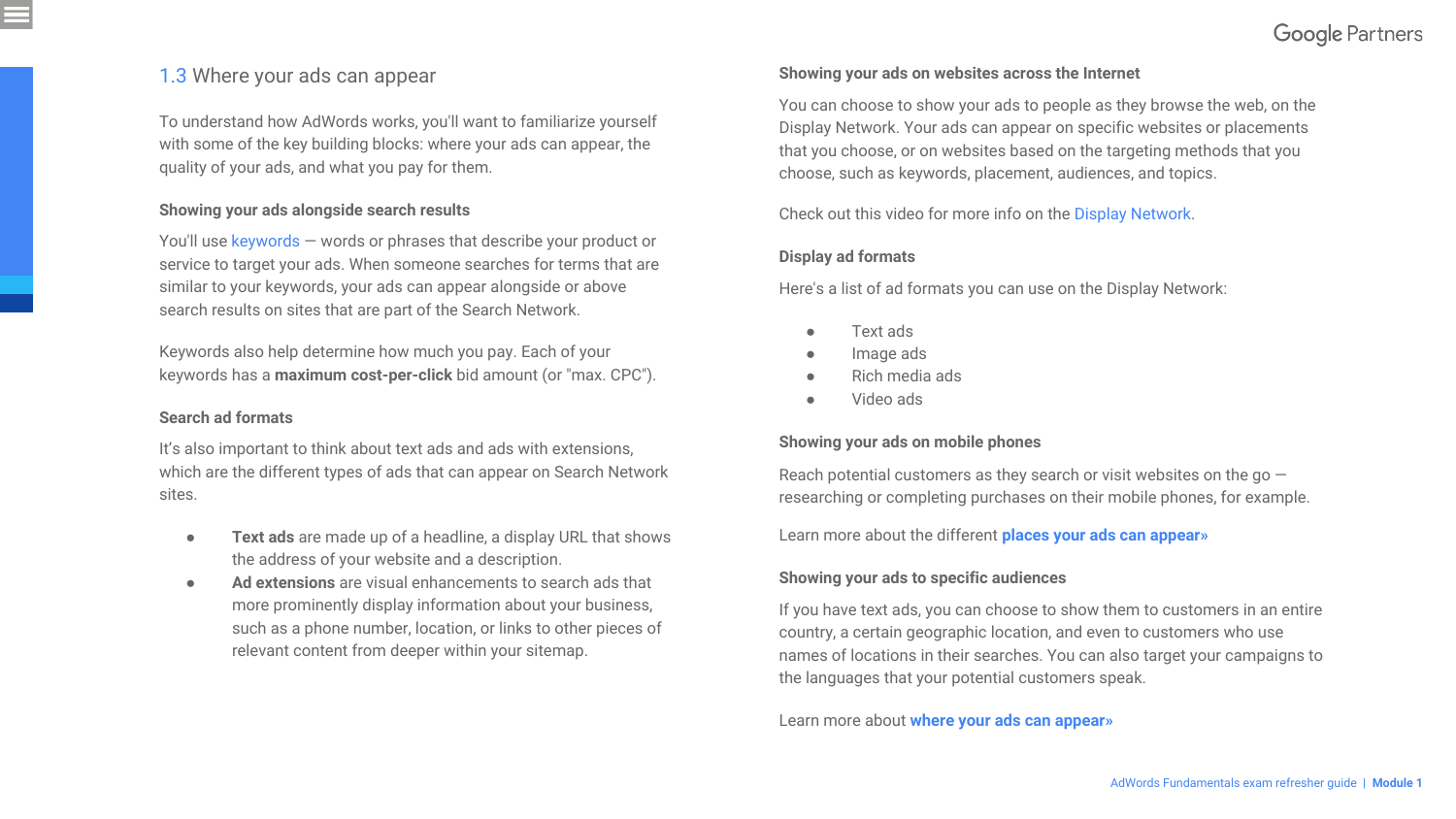## 1.3 Where your ads can appear

To understand how AdWords works, you'll want to familiarize yourself with some of the key building blocks: where your ads can appear, the quality of your ads, and what you pay for them.

### Showing your ads alongside search results

You'll use keywords — words or phrases that describe your product or service to target your ads. When someone searches for terms that are similar to your keywords, your ads can appear alongside or above search results on sites that are part of the Search Network.

Keywords also help determine how much you pay. Each of your keywords has a **maximum cost-per-click** bid amount (or "max. CPC").

### Search ad formats

It's also important to think about text ads and ads with extensions, which are the different types of ads that can appear on Search Network sites.

- **Text ads** are made up of a headline, a display URL that shows the address of your website and a description.
- **Ad extensions** are visual enhancements to search ads that more prominently display information about your business, such as a phone number, location, or links to other pieces of relevant content from deeper within your sitemap.

### Showing your ads on websites across the Internet

You can choose to show your ads to people as they browse the web, on the Display Network. Your ads can appear on specific websites or placements that you choose, or on websites based on the targeting methods that you choose, such as keywords, placement, audiences, and topics.

Check out this video for more info on the Display Network.

### Display ad formats

Here's a list of ad formats you can use on the Display Network:

- Text ads
- Image ads
- Rich media ads
- Video ads

### Showing your ads on mobile phones

Reach potential customers as they search or visit websites on the go — researching or completing purchases on their mobile phones, for example.

Learn more about the different **places your ads can appear»**

### Showing your ads to specific audiences

If you have text ads, you can choose to show them to customers in an entire country, a certain geographic location, and even to customers who use names of locations in their searches. You can also target your campaigns to the languages that your potential customers speak.

Learn more about **where your ads can appear»**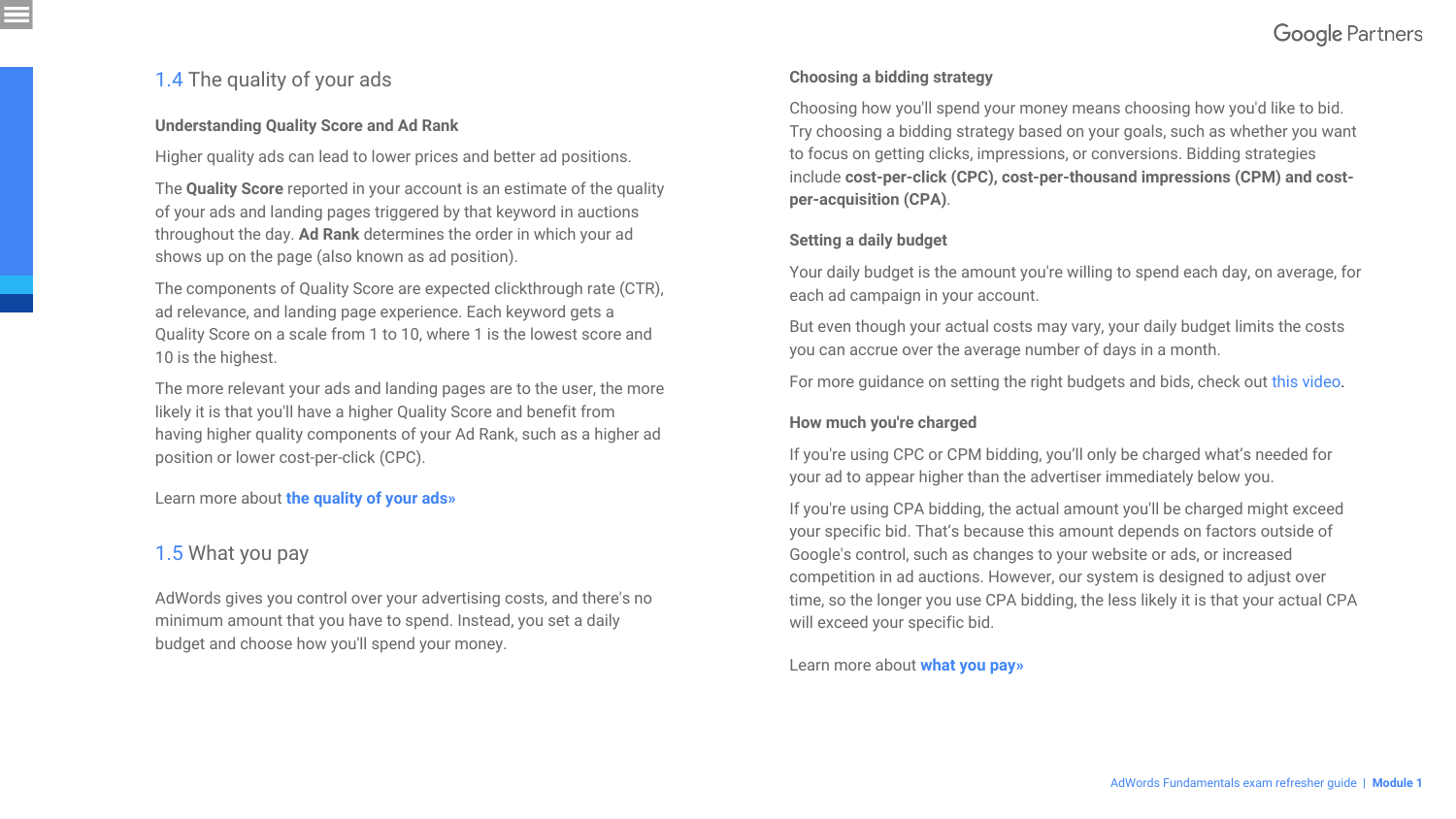## 1.4 The quality of your ads

### Understanding Quality Score and Ad Rank

Higher quality ads can lead to lower prices and better ad positions.

The **Quality Score** reported in your account is an estimate of the quality of your ads and landing pages triggered by that keyword in auctions throughout the day. **Ad Rank** determines the order in which your ad shows up on the page (also known as ad position).

The components of Quality Score are expected clickthrough rate (CTR), ad relevance, and landing page experience. Each keyword gets a Quality Score on a scale from 1 to 10, where 1 is the lowest score and 10 is the highest.

The more relevant your ads and landing pages are to the user, the more likely it is that you'll have a higher Quality Score and benefit from having higher quality components of your Ad Rank, such as a higher ad position or lower cost-per-click (CPC).

Learn more about **the quality of your ads»**

## 1.5 What you pay

AdWords gives you control over your advertising costs, and there's no minimum amount that you have to spend. Instead, you set a daily budget and choose how you'll spend your money.

### Choosing a bidding strategy

Choosing how you'll spend your money means choosing how you'd like to bid. Try choosing a bidding strategy based on your goals, such as whether you want to focus on getting clicks, impressions, or conversions. Bidding strategies include **cost-per-click (CPC), cost-per-thousand impressions (CPM) and cost-per-acquisition (CPA)**.

### Setting a daily budget

Your daily budget is the amount you're willing to spend each day, on average, for each ad campaign in your account.

But even though your actual costs may vary, your daily budget limits the costs you can accrue over the average number of days in a month.

For more guidance on setting the right budgets and bids, check out this video.

### How much you're charged

If you're using CPC or CPM bidding, you'll only be charged what's needed for your ad to appear higher than the advertiser immediately below you.

If you're using CPA bidding, the actual amount you'll be charged might exceed your specific bid. That's because this amount depends on factors outside of Google's control, such as changes to your website or ads, or increased competition in ad auctions. However, our system is designed to adjust over time, so the longer you use CPA bidding, the less likely it is that your actual CPA will exceed your specific bid.

Learn more about **what you pay»**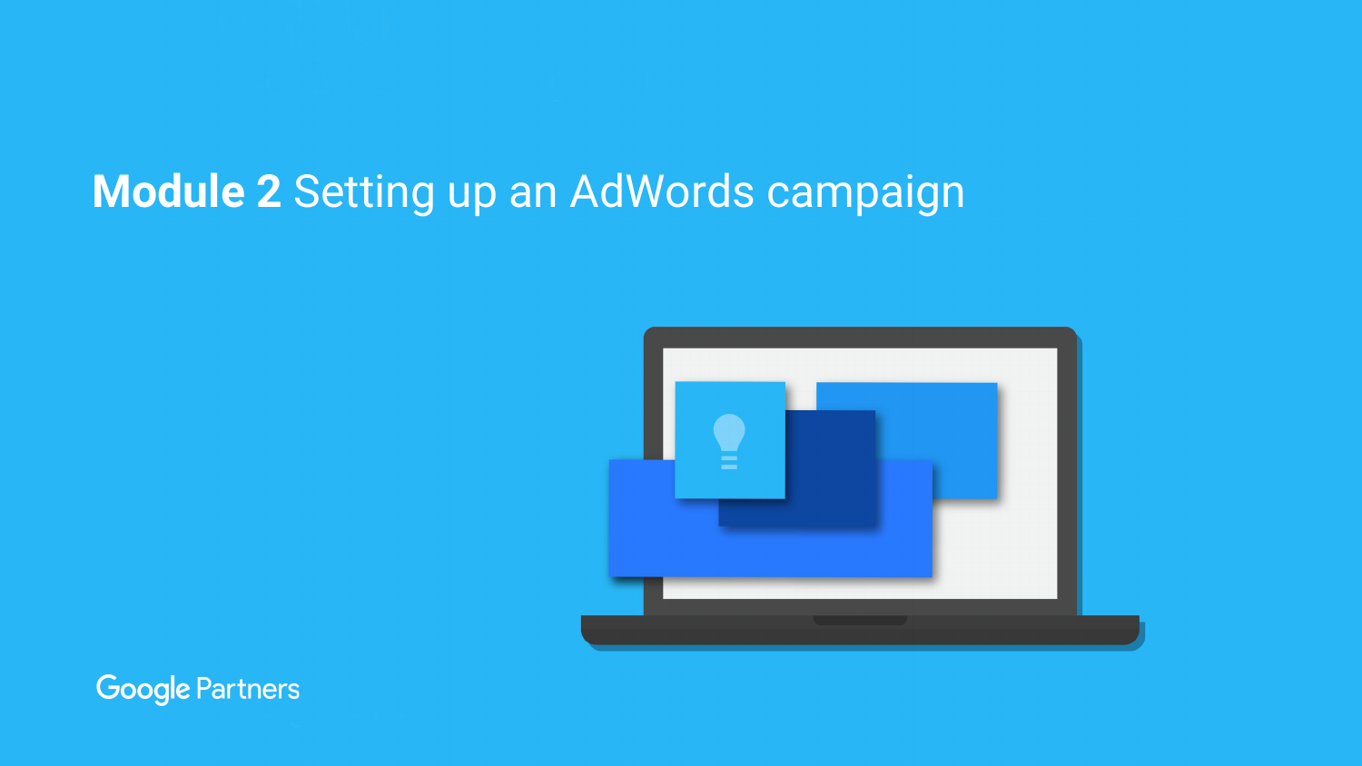# **Module 2** Setting up an AdWords campaign

Google Partners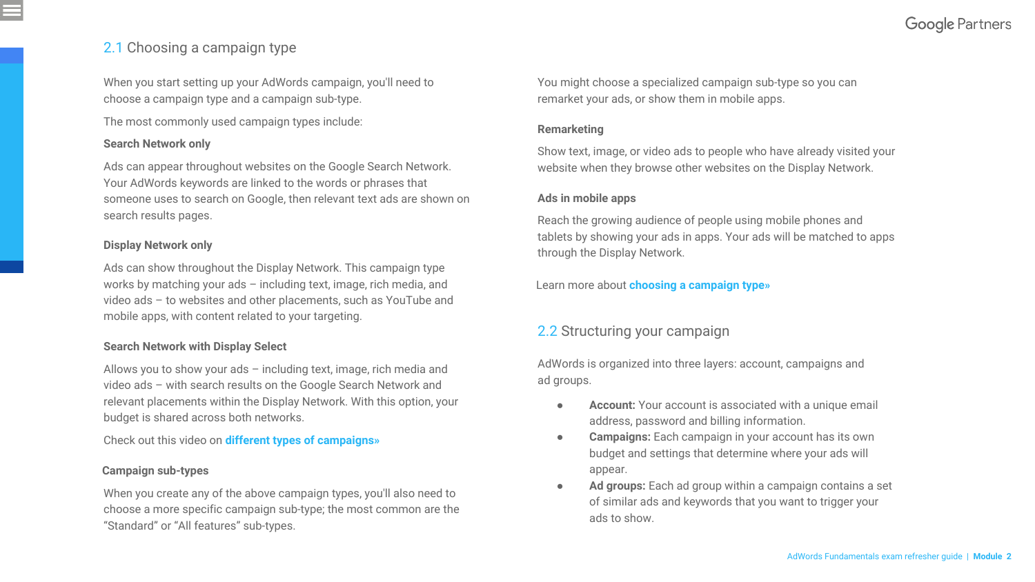## 2.1 Choosing a campaign type

When you start setting up your AdWords campaign, you'll need to choose a campaign type and a campaign sub-type.

The most commonly used campaign types include:

**Search Network only**

Ads can appear throughout websites on the Google Search Network. Your AdWords keywords are linked to the words or phrases that someone uses to search on Google, then relevant text ads are shown on search results pages.

**Display Network only**

Ads can show throughout the Display Network. This campaign type works by matching your ads – including text, image, rich media, and video ads – to websites and other placements, such as YouTube and mobile apps, with content related to your targeting.

**Search Network with Display Select**

Allows you to show your ads – including text, image, rich media and video ads – with search results on the Google Search Network and relevant placements within the Display Network. With this option, your budget is shared across both networks.

Check out this video on **different types of campaigns»**

**Campaign sub-types**

When you create any of the above campaign types, you'll also need to choose a more specific campaign sub-type; the most common are the "Standard" or "All features" sub-types.

You might choose a specialized campaign sub-type so you can remarket your ads, or show them in mobile apps.

**Remarketing**

Show text, image, or video ads to people who have already visited your website when they browse other websites on the Display Network.

**Ads in mobile apps**

Reach the growing audience of people using mobile phones and tablets by showing your ads in apps. Your ads will be matched to apps through the Display Network.

Learn more about **choosing a campaign type»**

## 2.2 Structuring your campaign

AdWords is organized into three layers: account, campaigns and ad groups.

- **Account:** Your account is associated with a unique email address, password and billing information.
- **Campaigns:** Each campaign in your account has its own budget and settings that determine where your ads will appear.
- **Ad groups:** Each ad group within a campaign contains a set of similar ads and keywords that you want to trigger your ads to show.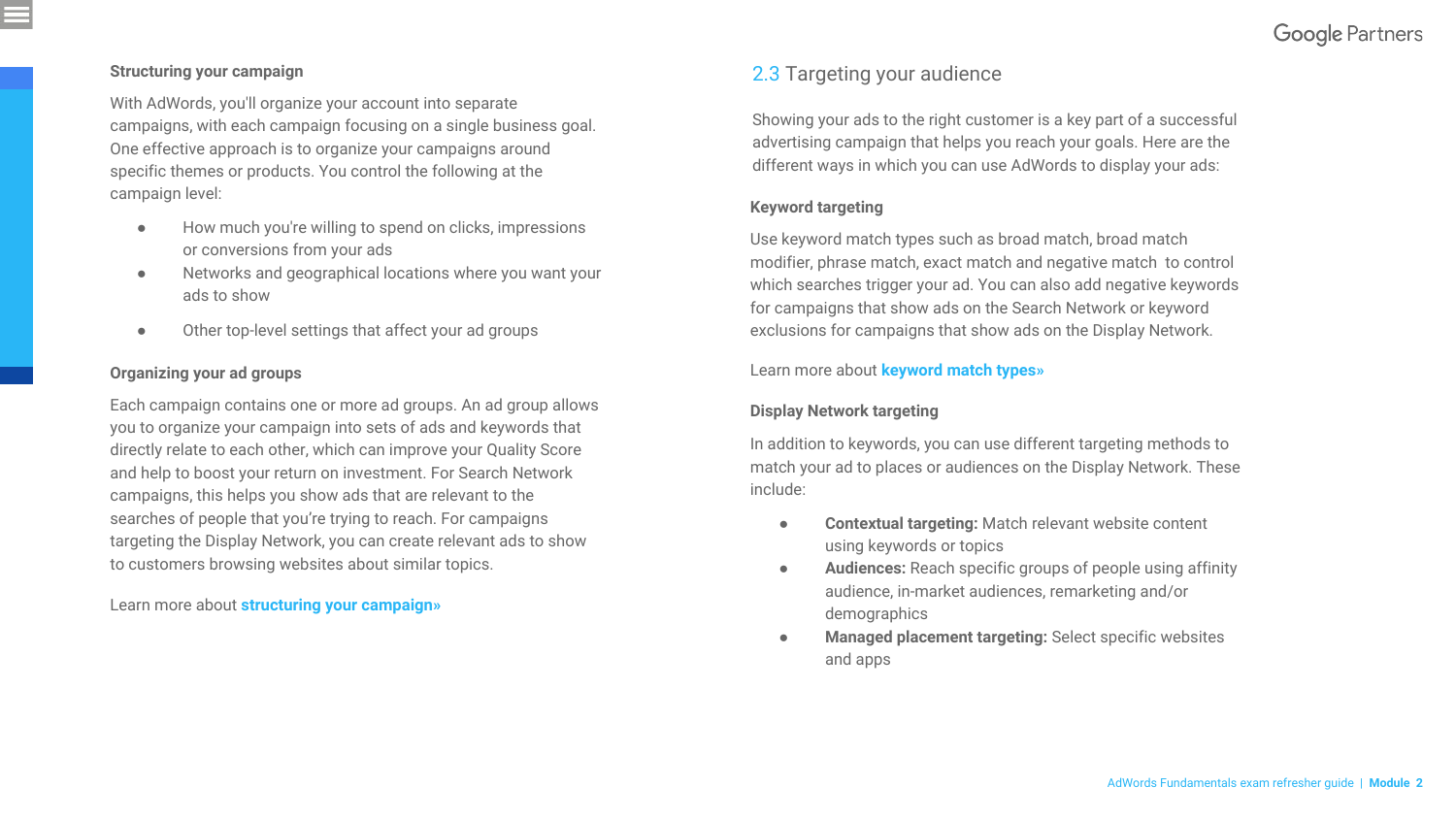### Structuring your campaign

With AdWords, you'll organize your account into separate campaigns, with each campaign focusing on a single business goal. One effective approach is to organize your campaigns around specific themes or products. You control the following at the campaign level:

- How much you're willing to spend on clicks, impressions or conversions from your ads
- Networks and geographical locations where you want your ads to show
- Other top-level settings that affect your ad groups

### Organizing your ad groups

Each campaign contains one or more ad groups. An ad group allows you to organize your campaign into sets of ads and keywords that directly relate to each other, which can improve your Quality Score and help to boost your return on investment. For Search Network campaigns, this helps you show ads that are relevant to the searches of people that you're trying to reach. For campaigns targeting the Display Network, you can create relevant ads to show to customers browsing websites about similar topics.

Learn more about **structuring your campaign»**

## 2.3 Targeting your audience

Showing your ads to the right customer is a key part of a successful advertising campaign that helps you reach your goals. Here are the different ways in which you can use AdWords to display your ads:

### Keyword targeting

Use keyword match types such as broad match, broad match modifier, phrase match, exact match and negative match to control which searches trigger your ad. You can also add negative keywords for campaigns that show ads on the Search Network or keyword exclusions for campaigns that show ads on the Display Network.

Learn more about **keyword match types»**

### Display Network targeting

In addition to keywords, you can use different targeting methods to match your ad to places or audiences on the Display Network. These include:

- **Contextual targeting:** Match relevant website content using keywords or topics
- **Audiences:** Reach specific groups of people using affinity audience, in-market audiences, remarketing and/or demographics
- **Managed placement targeting:** Select specific websites and apps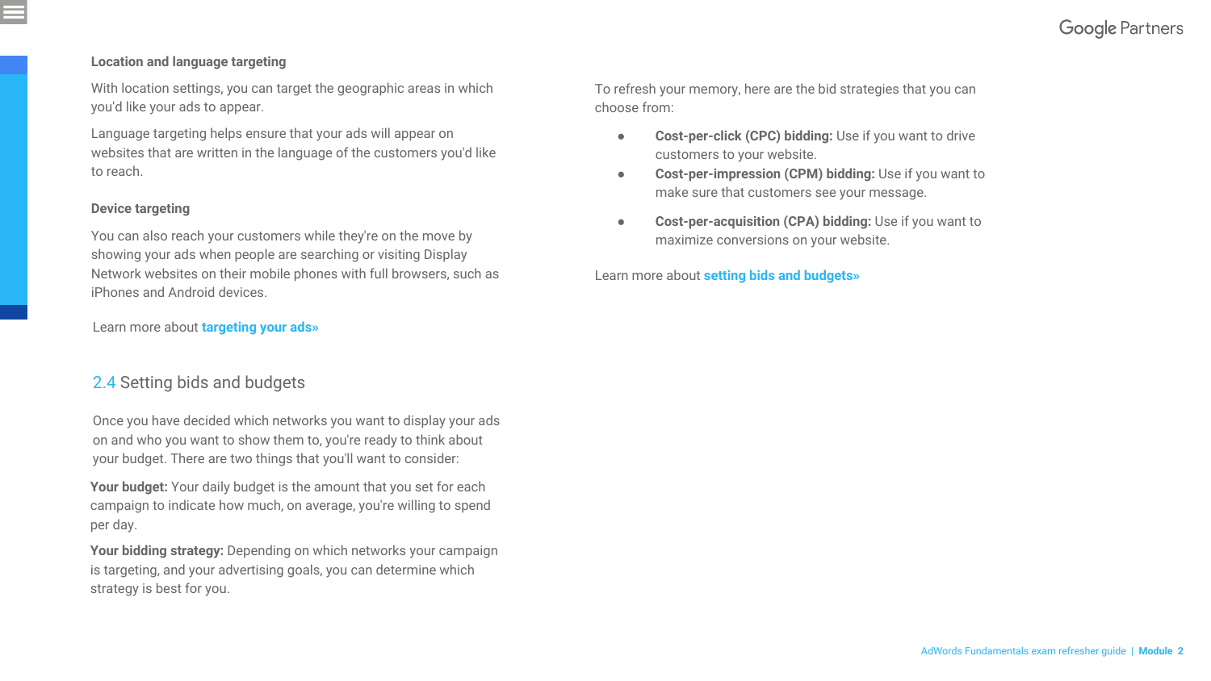### Location and language targeting

With location settings, you can target the geographic areas in which you'd like your ads to appear.

Language targeting helps ensure that your ads will appear on websites that are written in the language of the customers you'd like to reach.

### Device targeting

You can also reach your customers while they're on the move by showing your ads when people are searching or visiting Display Network websites on their mobile phones with full browsers, such as iPhones and Android devices.

Learn more about **targeting your ads»**

## 2.4 Setting bids and budgets

Once you have decided which networks you want to display your ads on and who you want to show them to, you're ready to think about your budget. There are two things that you'll want to consider:

**Your budget:** Your daily budget is the amount that you set for each campaign to indicate how much, on average, you're willing to spend per day.

**Your bidding strategy:** Depending on which networks your campaign is targeting, and your advertising goals, you can determine which strategy is best for you.

To refresh your memory, here are the bid strategies that you can choose from:

- **Cost-per-click (CPC) bidding:** Use if you want to drive customers to your website.
- **Cost-per-impression (CPM) bidding:** Use if you want to make sure that customers see your message.
- **Cost-per-acquisition (CPA) bidding:** Use if you want to maximize conversions on your website.

Learn more about **setting bids and budgets»**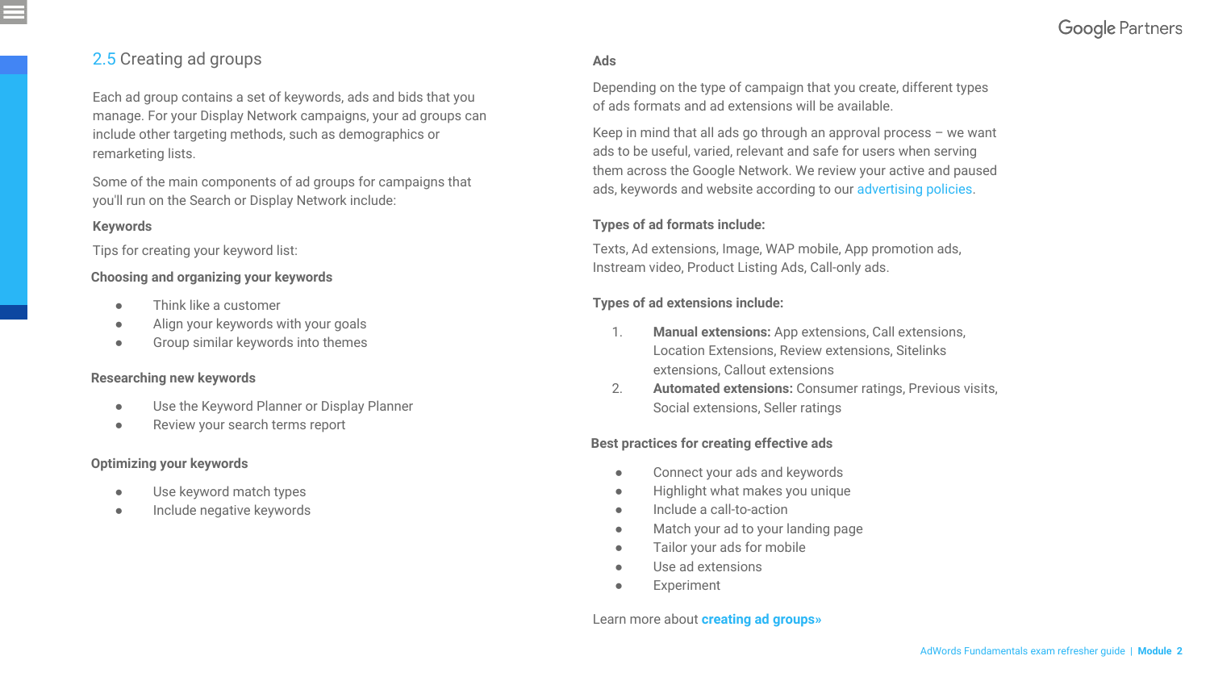## 2.5 Creating ad groups

Each ad group contains a set of keywords, ads and bids that you manage. For your Display Network campaigns, your ad groups can include other targeting methods, such as demographics or remarketing lists.

Some of the main components of ad groups for campaigns that you'll run on the Search or Display Network include:

**Keywords**

Tips for creating your keyword list:

**Choosing and organizing your keywords**

- Think like a customer
- Align your keywords with your goals
- Group similar keywords into themes

**Researching new keywords**

- Use the Keyword Planner or Display Planner
- Review your search terms report

**Optimizing your keywords**

- Use keyword match types
- Include negative keywords

**Ads**

Depending on the type of campaign that you create, different types of ads formats and ad extensions will be available.

Keep in mind that all ads go through an approval process – we want ads to be useful, varied, relevant and safe for users when serving them across the Google Network. We review your active and paused ads, keywords and website according to our advertising policies.

**Types of ad formats include:**

Texts, Ad extensions, Image, WAP mobile, App promotion ads, Instream video, Product Listing Ads, Call-only ads.

**Types of ad extensions include:**

1. **Manual extensions:** App extensions, Call extensions, Location Extensions, Review extensions, Sitelinks extensions, Callout extensions
2. **Automated extensions:** Consumer ratings, Previous visits, Social extensions, Seller ratings

**Best practices for creating effective ads**

- Connect your ads and keywords
- Highlight what makes you unique
- Include a call-to-action
- Match your ad to your landing page
- Tailor your ads for mobile
- Use ad extensions
- Experiment

Learn more about **creating ad groups»**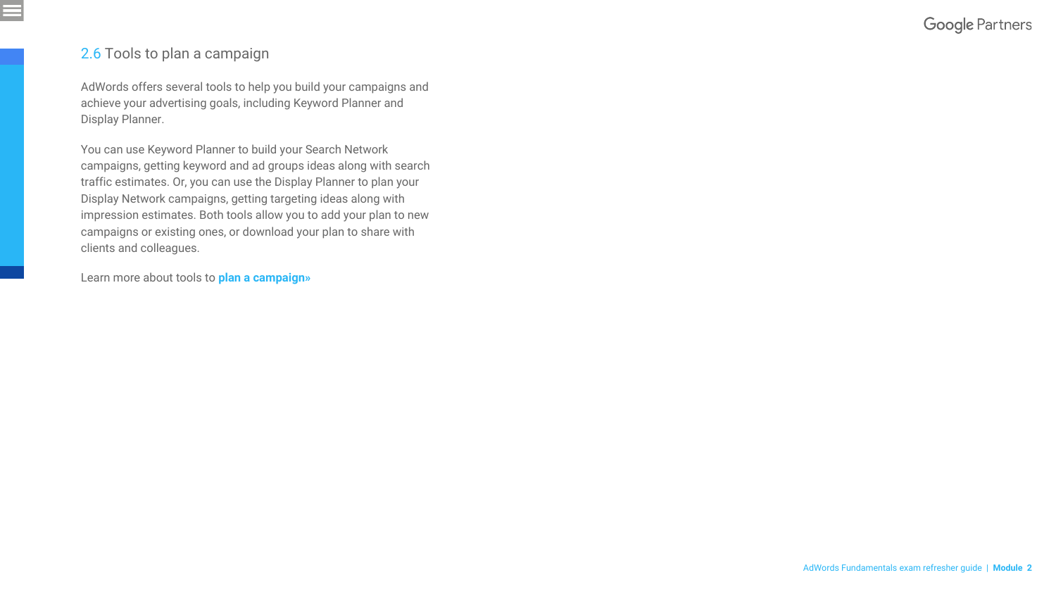## 2.6 Tools to plan a campaign

AdWords offers several tools to help you build your campaigns and achieve your advertising goals, including Keyword Planner and Display Planner.

You can use Keyword Planner to build your Search Network campaigns, getting keyword and ad groups ideas along with search traffic estimates. Or, you can use the Display Planner to plan your Display Network campaigns, getting targeting ideas along with impression estimates. Both tools allow you to add your plan to new campaigns or existing ones, or download your plan to share with clients and colleagues.

Learn more about tools to **plan a campaign»**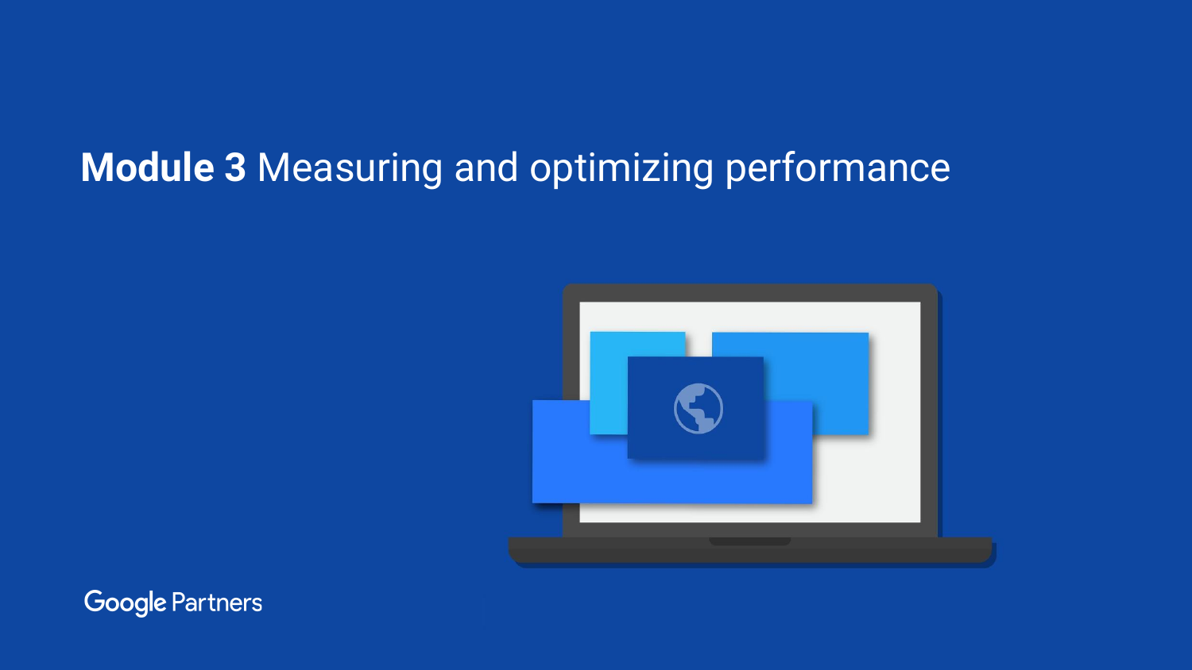# **Module 3** Measuring and optimizing performance

Google Partners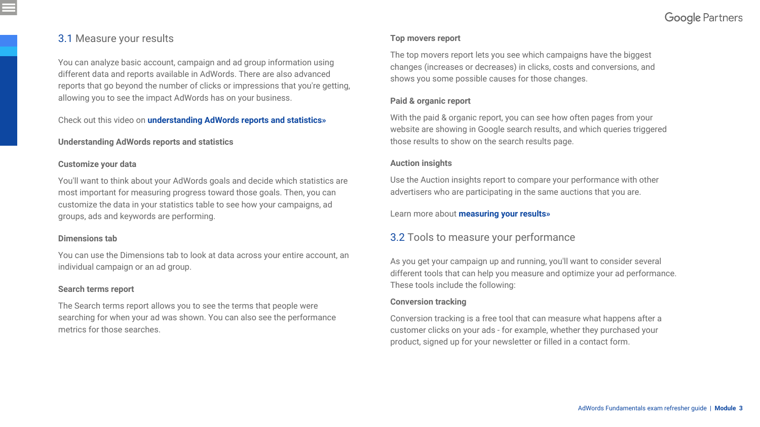## 3.1 Measure your results

You can analyze basic account, campaign and ad group information using different data and reports available in AdWords. There are also advanced reports that go beyond the number of clicks or impressions that you're getting, allowing you to see the impact AdWords has on your business.

Check out this video on **understanding AdWords reports and statistics»**

**Understanding AdWords reports and statistics**

**Customize your data**

You'll want to think about your AdWords goals and decide which statistics are most important for measuring progress toward those goals. Then, you can customize the data in your statistics table to see how your campaigns, ad groups, ads and keywords are performing.

**Dimensions tab**

You can use the Dimensions tab to look at data across your entire account, an individual campaign or an ad group.

**Search terms report**

The Search terms report allows you to see the terms that people were searching for when your ad was shown. You can also see the performance metrics for those searches.

**Top movers report**

The top movers report lets you see which campaigns have the biggest changes (increases or decreases) in clicks, costs and conversions, and shows you some possible causes for those changes.

**Paid & organic report**

With the paid & organic report, you can see how often pages from your website are showing in Google search results, and which queries triggered those results to show on the search results page.

**Auction insights**

Use the Auction insights report to compare your performance with other advertisers who are participating in the same auctions that you are.

Learn more about **measuring your results»**

## 3.2 Tools to measure your performance

As you get your campaign up and running, you'll want to consider several different tools that can help you measure and optimize your ad performance. These tools include the following:

**Conversion tracking**

Conversion tracking is a free tool that can measure what happens after a customer clicks on your ads - for example, whether they purchased your product, signed up for your newsletter or filled in a contact form.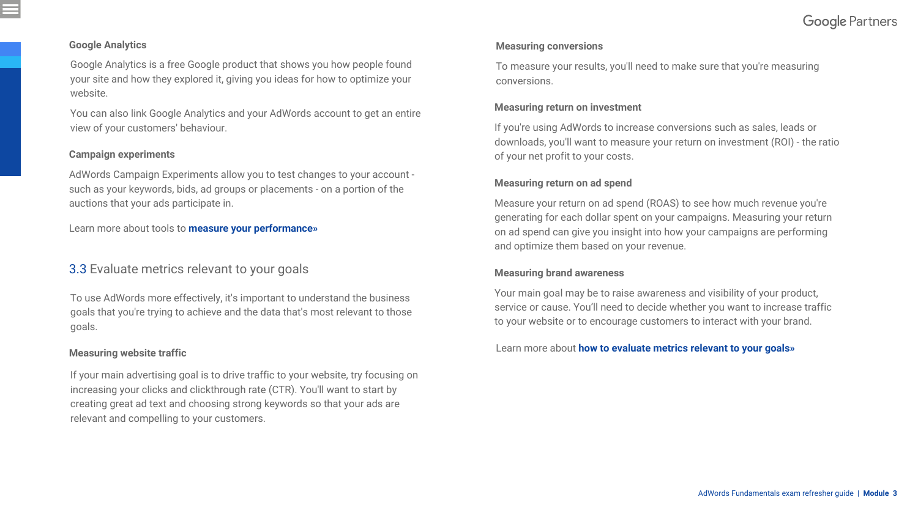#### Google Analytics

Google Analytics is a free Google product that shows you how people found your site and how they explored it, giving you ideas for how to optimize your website.

You can also link Google Analytics and your AdWords account to get an entire view of your customers' behaviour.

#### Campaign experiments

AdWords Campaign Experiments allow you to test changes to your account - such as your keywords, bids, ad groups or placements - on a portion of the auctions that your ads participate in.

Learn more about tools to **measure your performance»**

## 3.3 Evaluate metrics relevant to your goals

To use AdWords more effectively, it's important to understand the business goals that you're trying to achieve and the data that's most relevant to those goals.

#### Measuring website traffic

If your main advertising goal is to drive traffic to your website, try focusing on increasing your clicks and clickthrough rate (CTR). You'll want to start by creating great ad text and choosing strong keywords so that your ads are relevant and compelling to your customers.

#### Measuring conversions

To measure your results, you'll need to make sure that you're measuring conversions.

#### Measuring return on investment

If you're using AdWords to increase conversions such as sales, leads or downloads, you'll want to measure your return on investment (ROI) - the ratio of your net profit to your costs.

#### Measuring return on ad spend

Measure your return on ad spend (ROAS) to see how much revenue you're generating for each dollar spent on your campaigns. Measuring your return on ad spend can give you insight into how your campaigns are performing and optimize them based on your revenue.

#### Measuring brand awareness

Your main goal may be to raise awareness and visibility of your product, service or cause. You'll need to decide whether you want to increase traffic to your website or to encourage customers to interact with your brand.

Learn more about **how to evaluate metrics relevant to your goals»**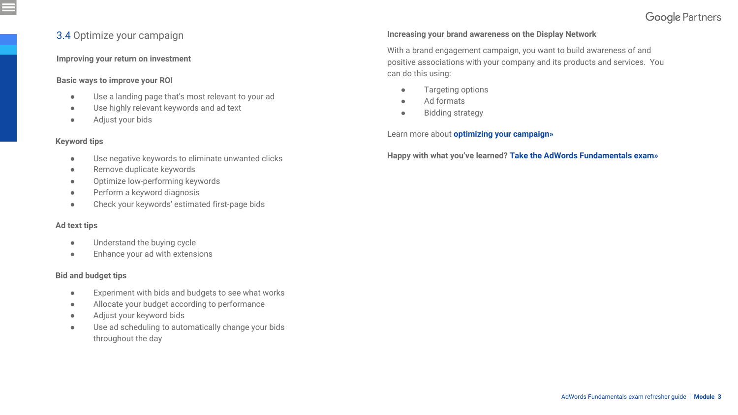## 3.4 Optimize your campaign

### Improving your return on investment

#### Basic ways to improve your ROI

- Use a landing page that's most relevant to your ad
- Use highly relevant keywords and ad text
- Adjust your bids

#### Keyword tips

- Use negative keywords to eliminate unwanted clicks
- Remove duplicate keywords
- Optimize low-performing keywords
- Perform a keyword diagnosis
- Check your keywords' estimated first-page bids

#### Ad text tips

- Understand the buying cycle
- Enhance your ad with extensions

#### Bid and budget tips

- Experiment with bids and budgets to see what works
- Allocate your budget according to performance
- Adjust your keyword bids
- Use ad scheduling to automatically change your bids throughout the day

### Increasing your brand awareness on the Display Network

With a brand engagement campaign, you want to build awareness of and positive associations with your company and its products and services. You can do this using:

- Targeting options
- Ad formats
- Bidding strategy

Learn more about **optimizing your campaign»**

**Happy with what you've learned? Take the AdWords Fundamentals exam»**